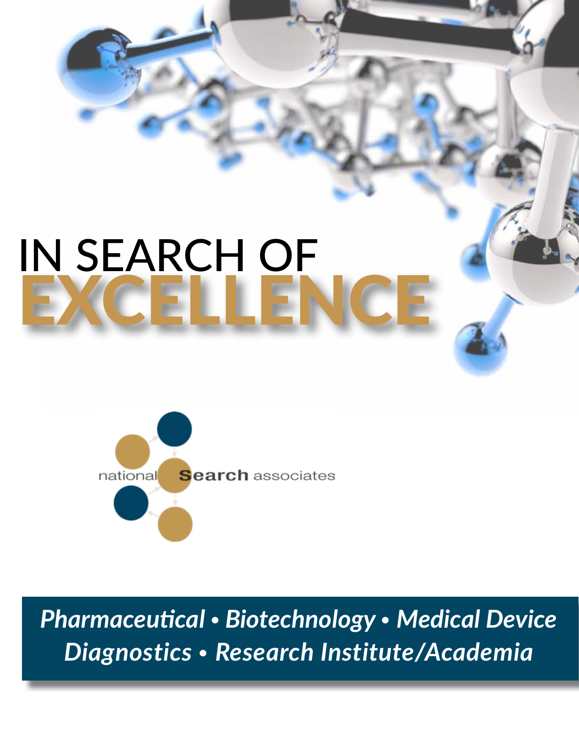# IN SEARCH OF EXCELLENCE

national Search associates

*Pharmaceutical • Biotechnology • Medical Device*
*Diagnostics • Research Institute/Academia*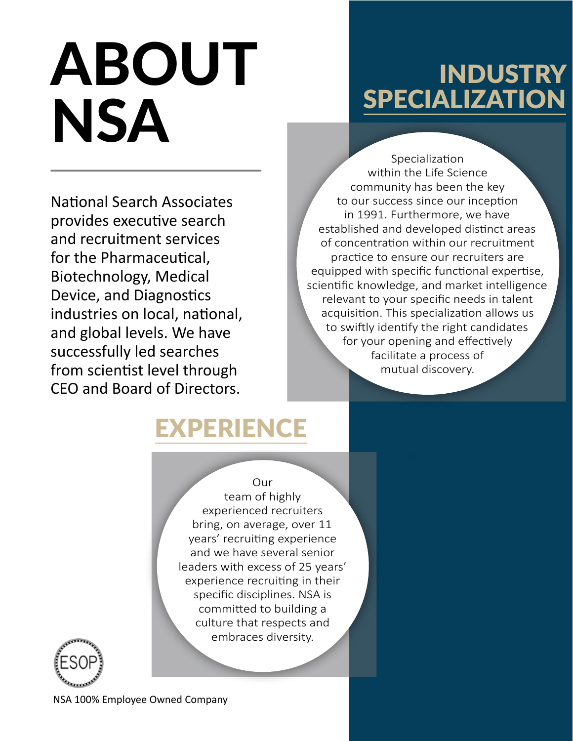# ABOUT NSA

National Search Associates provides executive search and recruitment services for the Pharmaceutical, Biotechnology, Medical Device, and Diagnostics industries on local, national, and global levels. We have successfully led searches from scientist level through CEO and Board of Directors.

## INDUSTRY SPECIALIZATION

Specialization within the Life Science community has been the key to our success since our inception in 1991. Furthermore, we have established and developed distinct areas of concentration within our recruitment practice to ensure our recruiters are equipped with specific functional expertise, scientific knowledge, and market intelligence relevant to your specific needs in talent acquisition. This specialization allows us to swiftly identify the right candidates for your opening and effectively facilitate a process of mutual discovery.

## EXPERIENCE

Our team of highly experienced recruiters bring, on average, over 11 years' recruiting experience and we have several senior leaders with excess of 25 years' experience recruiting in their specific disciplines. NSA is committed to building a culture that respects and embraces diversity.

ESOP

NSA 100% Employee Owned Company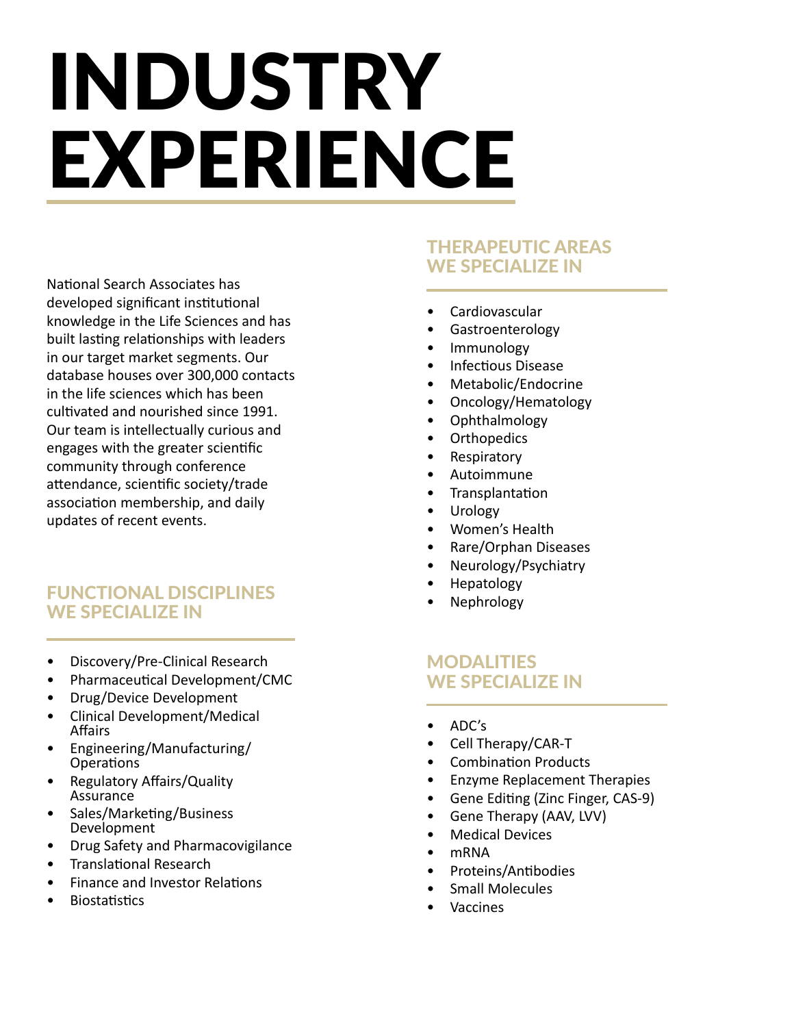# INDUSTRY EXPERIENCE

National Search Associates has developed significant institutional knowledge in the Life Sciences and has built lasting relationships with leaders in our target market segments. Our database houses over 300,000 contacts in the life sciences which has been cultivated and nourished since 1991. Our team is intellectually curious and engages with the greater scientific community through conference attendance, scientific society/trade association membership, and daily updates of recent events.

## FUNCTIONAL DISCIPLINES WE SPECIALIZE IN

- Discovery/Pre-Clinical Research
- Pharmaceutical Development/CMC
- Drug/Device Development
- Clinical Development/Medical Affairs
- Engineering/Manufacturing/Operations
- Regulatory Affairs/Quality Assurance
- Sales/Marketing/Business Development
- Drug Safety and Pharmacovigilance
- Translational Research
- Finance and Investor Relations
- Biostatistics

## THERAPEUTIC AREAS WE SPECIALIZE IN

- Cardiovascular
- Gastroenterology
- Immunology
- Infectious Disease
- Metabolic/Endocrine
- Oncology/Hematology
- Ophthalmology
- Orthopedics
- Respiratory
- Autoimmune
- Transplantation
- Urology
- Women's Health
- Rare/Orphan Diseases
- Neurology/Psychiatry
- Hepatology
- Nephrology

## MODALITIES WE SPECIALIZE IN

- ADC's
- Cell Therapy/CAR-T
- Combination Products
- Enzyme Replacement Therapies
- Gene Editing (Zinc Finger, CAS-9)
- Gene Therapy (AAV, LVV)
- Medical Devices
- mRNA
- Proteins/Antibodies
- Small Molecules
- Vaccines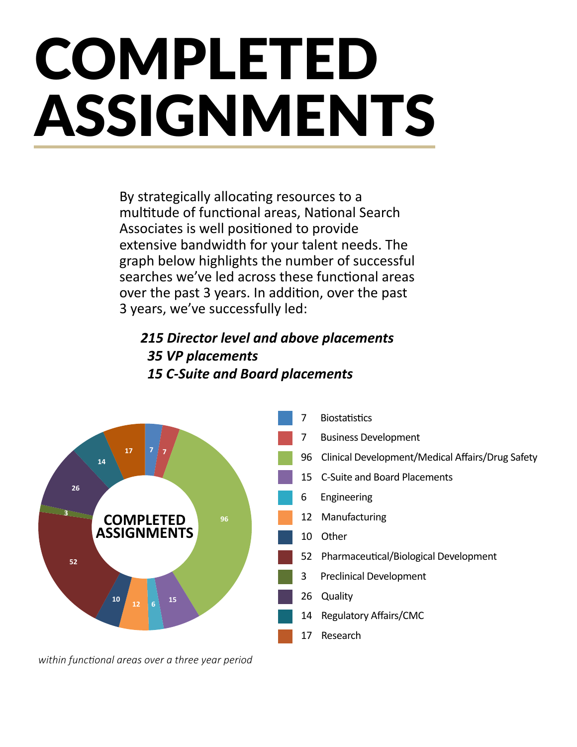# COMPLETED ASSIGNMENTS

By strategically allocating resources to a multitude of functional areas, National Search Associates is well positioned to provide extensive bandwidth for your talent needs. The graph below highlights the number of successful searches we've led across these functional areas over the past 3 years. In addition, over the past 3 years, we've successfully led:

***215 Director level and above placements***
***35 VP placements***
***15 C-Suite and Board placements***

**COMPLETED ASSIGNMENTS**

| Count | Functional Area |
|---|---|
| 7 | Biostatistics |
| 7 | Business Development |
| 96 | Clinical Development/Medical Affairs/Drug Safety |
| 15 | C-Suite and Board Placements |
| 6 | Engineering |
| 12 | Manufacturing |
| 10 | Other |
| 52 | Pharmaceutical/Biological Development |
| 3 | Preclinical Development |
| 26 | Quality |
| 14 | Regulatory Affairs/CMC |
| 17 | Research |

*within functional areas over a three year period*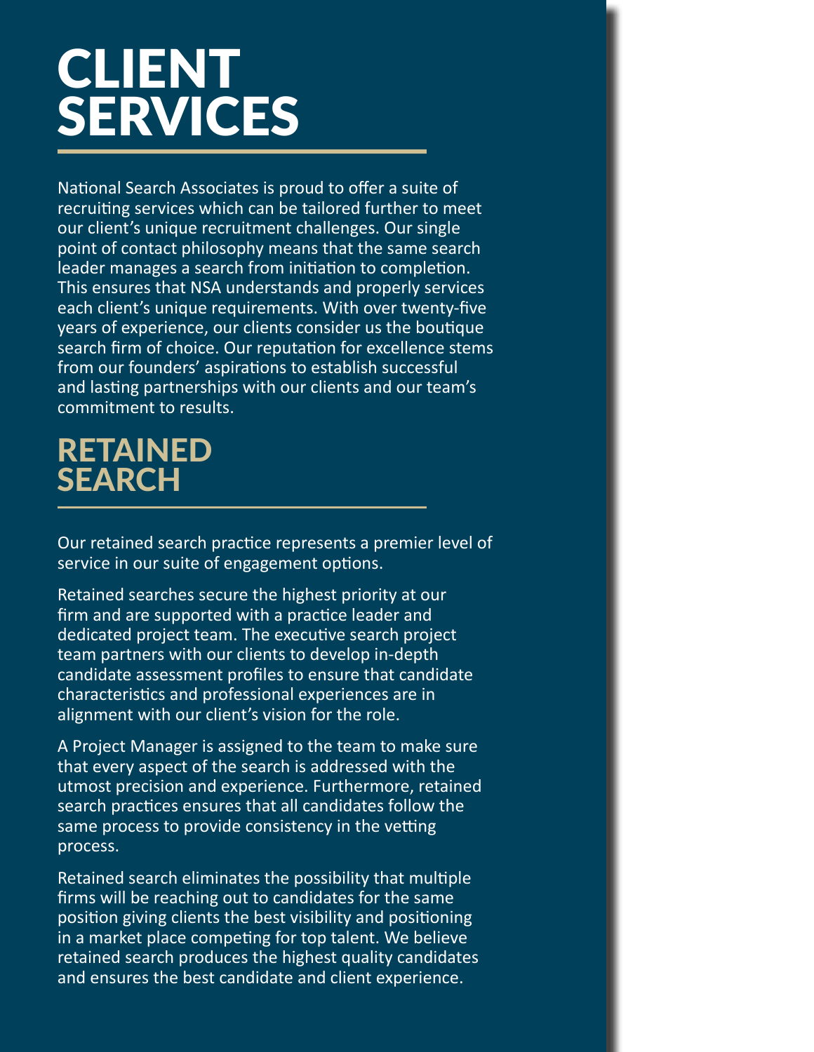# CLIENT SERVICES

National Search Associates is proud to offer a suite of recruiting services which can be tailored further to meet our client's unique recruitment challenges. Our single point of contact philosophy means that the same search leader manages a search from initiation to completion. This ensures that NSA understands and properly services each client's unique requirements. With over twenty-five years of experience, our clients consider us the boutique search firm of choice. Our reputation for excellence stems from our founders' aspirations to establish successful and lasting partnerships with our clients and our team's commitment to results.

## RETAINED SEARCH

Our retained search practice represents a premier level of service in our suite of engagement options.

Retained searches secure the highest priority at our firm and are supported with a practice leader and dedicated project team. The executive search project team partners with our clients to develop in-depth candidate assessment profiles to ensure that candidate characteristics and professional experiences are in alignment with our client's vision for the role.

A Project Manager is assigned to the team to make sure that every aspect of the search is addressed with the utmost precision and experience. Furthermore, retained search practices ensures that all candidates follow the same process to provide consistency in the vetting process.

Retained search eliminates the possibility that multiple firms will be reaching out to candidates for the same position giving clients the best visibility and positioning in a market place competing for top talent. We believe retained search produces the highest quality candidates and ensures the best candidate and client experience.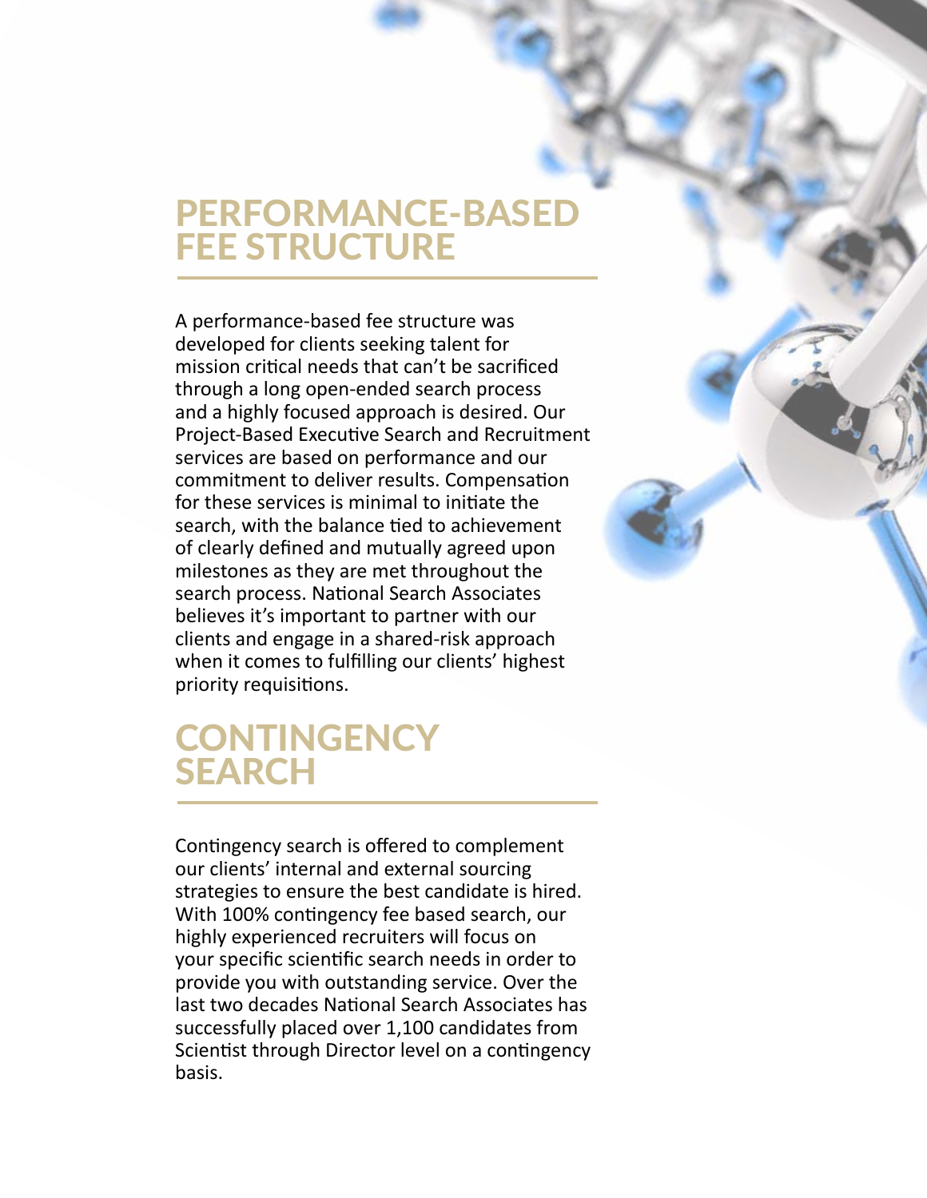## PERFORMANCE-BASED FEE STRUCTURE

A performance-based fee structure was developed for clients seeking talent for mission critical needs that can't be sacrificed through a long open-ended search process and a highly focused approach is desired. Our Project-Based Executive Search and Recruitment services are based on performance and our commitment to deliver results. Compensation for these services is minimal to initiate the search, with the balance tied to achievement of clearly defined and mutually agreed upon milestones as they are met throughout the search process. National Search Associates believes it's important to partner with our clients and engage in a shared-risk approach when it comes to fulfilling our clients' highest priority requisitions.

## CONTINGENCY SEARCH

Contingency search is offered to complement our clients' internal and external sourcing strategies to ensure the best candidate is hired. With 100% contingency fee based search, our highly experienced recruiters will focus on your specific scientific search needs in order to provide you with outstanding service. Over the last two decades National Search Associates has successfully placed over 1,100 candidates from Scientist through Director level on a contingency basis.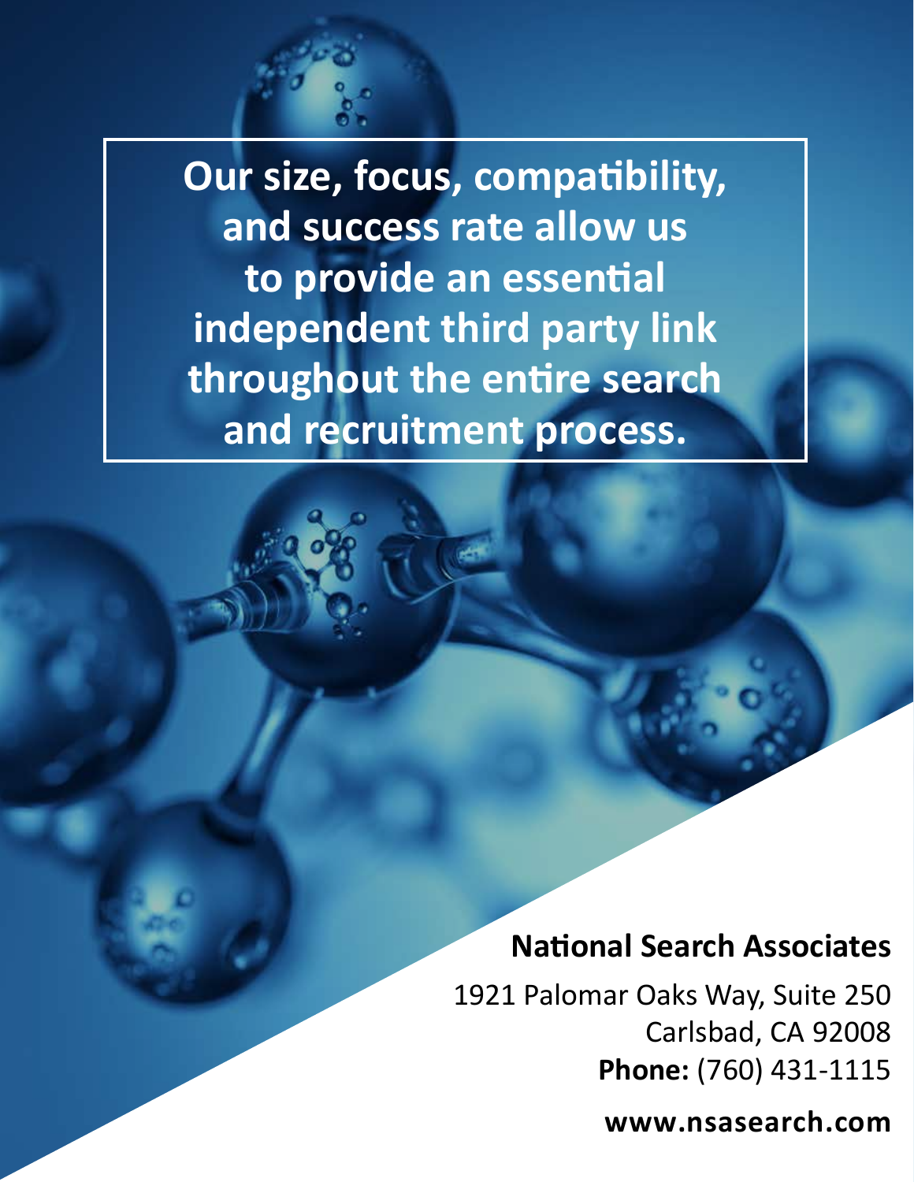**Our size, focus, compatibility, and success rate allow us to provide an essential independent third party link throughout the entire search and recruitment process.**

**National Search Associates**

1921 Palomar Oaks Way, Suite 250
Carlsbad, CA 92008
**Phone:** (760) 431-1115

**www.nsasearch.com**